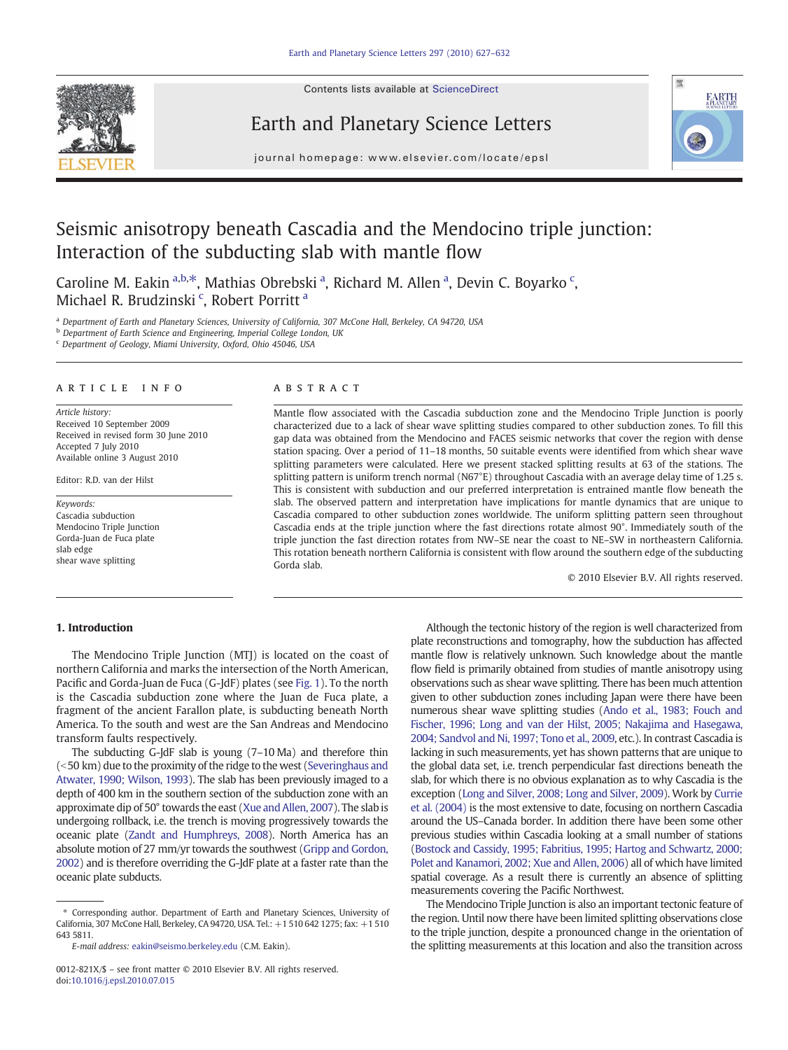# Seismic anisotropy beneath Cascadia and the Mendocino triple junction: Interaction of the subducting slab with mantle flow

Caroline M. Eakin [a,b,*], Mathias Obrebski [a], Richard M. Allen [a], Devin C. Boyarko [c], Michael R. Brudzinski [c], Robert Porritt [a]

[a] Department of Earth and Planetary Sciences, University of California, 307 McCone Hall, Berkeley, CA 94720, USA
[b] Department of Earth Science and Engineering, Imperial College London, UK
[c] Department of Geology, Miami University, Oxford, Ohio 45046, USA

## ARTICLE INFO

*Article history:*
Received 10 September 2009
Received in revised form 30 June 2010
Accepted 7 July 2010
Available online 3 August 2010

Editor: R.D. van der Hilst

*Keywords:*
Cascadia subduction
Mendocino Triple Junction
Gorda-Juan de Fuca plate
slab edge
shear wave splitting

## ABSTRACT

Mantle flow associated with the Cascadia subduction zone and the Mendocino Triple Junction is poorly characterized due to a lack of shear wave splitting studies compared to other subduction zones. To fill this gap data was obtained from the Mendocino and FACES seismic networks that cover the region with dense station spacing. Over a period of 11–18 months, 50 suitable events were identified from which shear wave splitting parameters were calculated. Here we present stacked splitting results at 63 of the stations. The splitting pattern is uniform trench normal (N67°E) throughout Cascadia with an average delay time of 1.25 s. This is consistent with subduction and our preferred interpretation is entrained mantle flow beneath the slab. The observed pattern and interpretation have implications for mantle dynamics that are unique to Cascadia compared to other subduction zones worldwide. The uniform splitting pattern seen throughout Cascadia ends at the triple junction where the fast directions rotate almost 90°. Immediately south of the triple junction the fast direction rotates from NW–SE near the coast to NE–SW in northeastern California. This rotation beneath northern California is consistent with flow around the southern edge of the subducting Gorda slab.

© 2010 Elsevier B.V. All rights reserved.

## 1. Introduction

The Mendocino Triple Junction (MTJ) is located on the coast of northern California and marks the intersection of the North American, Pacific and Gorda-Juan de Fuca (G-JdF) plates (see Fig. 1). To the north is the Cascadia subduction zone where the Juan de Fuca plate, a fragment of the ancient Farallon plate, is subducting beneath North America. To the south and west are the San Andreas and Mendocino transform faults respectively.

The subducting G-JdF slab is young (7–10 Ma) and therefore thin (<50 km) due to the proximity of the ridge to the west (Severinghaus and Atwater, 1990; Wilson, 1993). The slab has been previously imaged to a depth of 400 km in the southern section of the subduction zone with an approximate dip of 50° towards the east (Xue and Allen, 2007). The slab is undergoing rollback, i.e. the trench is moving progressively towards the oceanic plate (Zandt and Humphreys, 2008). North America has an absolute motion of 27 mm/yr towards the southwest (Gripp and Gordon, 2002) and is therefore overriding the G-JdF plate at a faster rate than the oceanic plate subducts.

Although the tectonic history of the region is well characterized from plate reconstructions and tomography, how the subduction has affected mantle flow is relatively unknown. Such knowledge about the mantle flow field is primarily obtained from studies of mantle anisotropy using observations such as shear wave splitting. There has been much attention given to other subduction zones including Japan were there have been numerous shear wave splitting studies (Ando et al., 1983; Fouch and Fischer, 1996; Long and van der Hilst, 2005; Nakajima and Hasegawa, 2004; Sandvol and Ni, 1997; Tono et al., 2009, etc.). In contrast Cascadia is lacking in such measurements, yet has shown patterns that are unique to the global data set, i.e. trench perpendicular fast directions beneath the slab, for which there is no obvious explanation as to why Cascadia is the exception (Long and Silver, 2008; Long and Silver, 2009). Work by Currie et al. (2004) is the most extensive to date, focusing on northern Cascadia around the US–Canada border. In addition there have been some other previous studies within Cascadia looking at a small number of stations (Bostock and Cassidy, 1995; Fabritius, 1995; Hartog and Schwartz, 2000; Polet and Kanamori, 2002; Xue and Allen, 2006) all of which have limited spatial coverage. As a result there is currently an absence of splitting measurements covering the Pacific Northwest.

The Mendocino Triple Junction is also an important tectonic feature of the region. Until now there have been limited splitting observations close to the triple junction, despite a pronounced change in the orientation of the splitting measurements at this location and also the transition across

* Corresponding author. Department of Earth and Planetary Sciences, University of California, 307 McCone Hall, Berkeley, CA 94720, USA. Tel.: +1 510 642 1275; fax: +1 510 643 5811.
*E-mail address:* eakin@seismo.berkeley.edu (C.M. Eakin).

0012-821X/$ – see front matter © 2010 Elsevier B.V. All rights reserved.
doi:10.1016/j.epsl.2010.07.015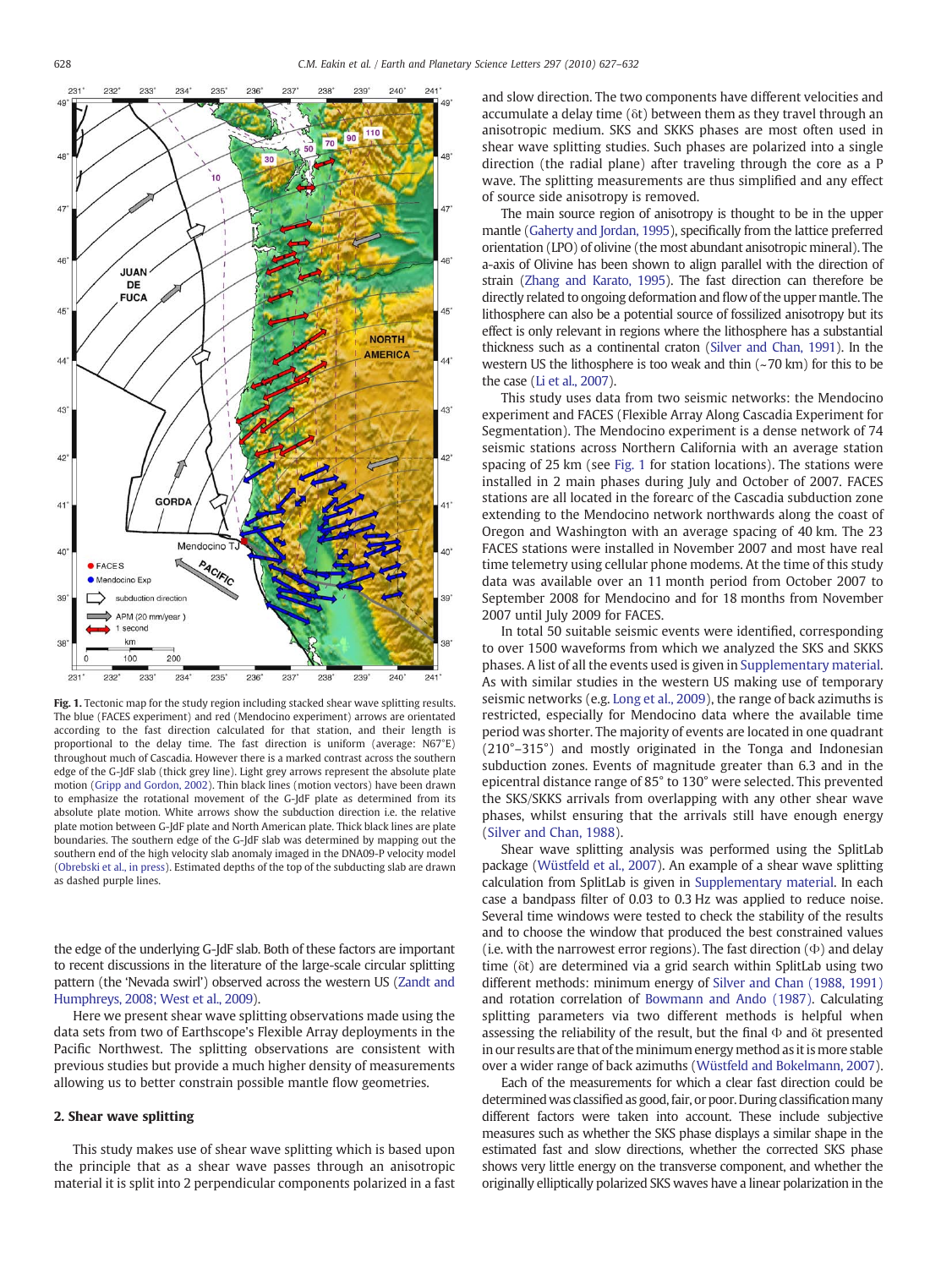Fig. 1. Tectonic map for the study region including stacked shear wave splitting results. The blue (FACES experiment) and red (Mendocino experiment) arrows are orientated according to the fast direction calculated for that station, and their length is proportional to the delay time. The fast direction is uniform (average: N67°E) throughout much of Cascadia. However there is a marked contrast across the southern edge of the G-JdF slab (thick grey line). Light grey arrows represent the absolute plate motion (Gripp and Gordon, 2002). Thin black lines (motion vectors) have been drawn to emphasize the rotational movement of the G-JdF plate as determined from its absolute plate motion. White arrows show the subduction direction i.e. the relative plate motion between G-JdF plate and North American plate. Thick black lines are plate boundaries. The southern edge of the G-JdF slab was determined by mapping out the southern end of the high velocity slab anomaly imaged in the DNA09-P velocity model (Obrebski et al., in press). Estimated depths of the top of the subducting slab are drawn as dashed purple lines.

the edge of the underlying G-JdF slab. Both of these factors are important to recent discussions in the literature of the large-scale circular splitting pattern (the 'Nevada swirl') observed across the western US (Zandt and Humphreys, 2008; West et al., 2009).

Here we present shear wave splitting observations made using the data sets from two of Earthscope's Flexible Array deployments in the Pacific Northwest. The splitting observations are consistent with previous studies but provide a much higher density of measurements allowing us to better constrain possible mantle flow geometries.

## 2. Shear wave splitting

This study makes use of shear wave splitting which is based upon the principle that as a shear wave passes through an anisotropic material it is split into 2 perpendicular components polarized in a fast and slow direction. The two components have different velocities and accumulate a delay time ($\delta t$) between them as they travel through an anisotropic medium. SKS and SKKS phases are most often used in shear wave splitting studies. Such phases are polarized into a single direction (the radial plane) after traveling through the core as a P wave. The splitting measurements are thus simplified and any effect of source side anisotropy is removed.

The main source region of anisotropy is thought to be in the upper mantle (Gaherty and Jordan, 1995), specifically from the lattice preferred orientation (LPO) of olivine (the most abundant anisotropic mineral). The a-axis of Olivine has been shown to align parallel with the direction of strain (Zhang and Karato, 1995). The fast direction can therefore be directly related to ongoing deformation and flow of the upper mantle. The lithosphere can also be a potential source of fossilized anisotropy but its effect is only relevant in regions where the lithosphere has a substantial thickness such as a continental craton (Silver and Chan, 1991). In the western US the lithosphere is too weak and thin (~70 km) for this to be the case (Li et al., 2007).

This study uses data from two seismic networks: the Mendocino experiment and FACES (Flexible Array Along Cascadia Experiment for Segmentation). The Mendocino experiment is a dense network of 74 seismic stations across Northern California with an average station spacing of 25 km (see Fig. 1 for station locations). The stations were installed in 2 main phases during July and October of 2007. FACES stations are all located in the forearc of the Cascadia subduction zone extending to the Mendocino network northwards along the coast of Oregon and Washington with an average spacing of 40 km. The 23 FACES stations were installed in November 2007 and most have real time telemetry using cellular phone modems. At the time of this study data was available over an 11 month period from October 2007 to September 2008 for Mendocino and for 18 months from November 2007 until July 2009 for FACES.

In total 50 suitable seismic events were identified, corresponding to over 1500 waveforms from which we analyzed the SKS and SKKS phases. A list of all the events used is given in Supplementary material. As with similar studies in the western US making use of temporary seismic networks (e.g. Long et al., 2009), the range of back azimuths is restricted, especially for Mendocino data where the available time period was shorter. The majority of events are located in one quadrant (210°–315°) and mostly originated in the Tonga and Indonesian subduction zones. Events of magnitude greater than 6.3 and in the epicentral distance range of 85° to 130° were selected. This prevented the SKS/SKKS arrivals from overlapping with any other shear wave phases, whilst ensuring that the arrivals still have enough energy (Silver and Chan, 1988).

Shear wave splitting analysis was performed using the SplitLab package (Wüstfeld et al., 2007). An example of a shear wave splitting calculation from SplitLab is given in Supplementary material. In each case a bandpass filter of 0.03 to 0.3 Hz was applied to reduce noise. Several time windows were tested to check the stability of the results and to choose the window that produced the best constrained values (i.e. with the narrowest error regions). The fast direction ($\Phi$) and delay time ($\delta t$) are determined via a grid search within SplitLab using two different methods: minimum energy of Silver and Chan (1988, 1991) and rotation correlation of Bowmann and Ando (1987). Calculating splitting parameters via two different methods is helpful when assessing the reliability of the result, but the final $\Phi$ and $\delta t$ presented in our results are that of the minimum energy method as it is more stable over a wider range of back azimuths (Wüstfeld and Bokelmann, 2007).

Each of the measurements for which a clear fast direction could be determined was classified as good, fair, or poor. During classification many different factors were taken into account. These include subjective measures such as whether the SKS phase displays a similar shape in the estimated fast and slow directions, whether the corrected SKS phase shows very little energy on the transverse component, and whether the originally elliptically polarized SKS waves have a linear polarization in the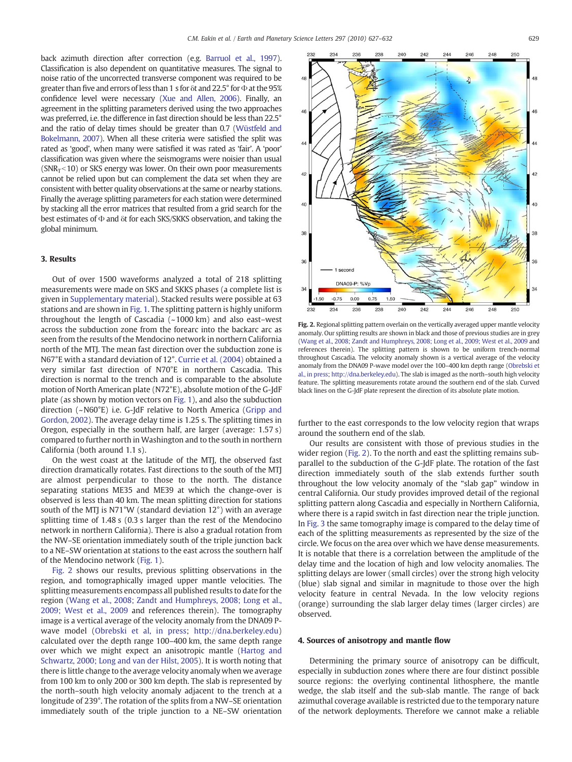back azimuth direction after correction (e.g. Barruol et al., 1997). Classification is also dependent on quantitative measures. The signal to noise ratio of the uncorrected transverse component was required to be greater than five and errors of less than 1 s for δt and 22.5° for Φ at the 95% confidence level were necessary (Xue and Allen, 2006). Finally, an agreement in the splitting parameters derived using the two approaches was preferred, i.e. the difference in fast direction should be less than 22.5° and the ratio of delay times should be greater than 0.7 (Wüstfeld and Bokelmann, 2007). When all these criteria were satisfied the split was rated as 'good', when many were satisfied it was rated as 'fair'. A 'poor' classification was given where the seismograms were noisier than usual ($SNR_T < 10$) or SKS energy was lower. On their own poor measurements cannot be relied upon but can complement the data set when they are consistent with better quality observations at the same or nearby stations. Finally the average splitting parameters for each station were determined by stacking all the error matrices that resulted from a grid search for the best estimates of Φ and δt for each SKS/SKKS observation, and taking the global minimum.

## 3. Results

Out of over 1500 waveforms analyzed a total of 218 splitting measurements were made on SKS and SKKS phases (a complete list is given in Supplementary material). Stacked results were possible at 63 stations and are shown in Fig. 1. The splitting pattern is highly uniform throughout the length of Cascadia (~1000 km) and also east–west across the subduction zone from the forearc into the backarc as seen from the results of the Mendocino network in northern California north of the MTJ. The mean fast direction over the subduction zone is N67°E with a standard deviation of 12°. Currie et al. (2004) obtained a very similar fast direction of N70°E in northern Cascadia. This direction is normal to the trench and is comparable to the absolute motion of North American plate (N72°E), absolute motion of the G-JdF plate (as shown by motion vectors on Fig. 1), and also the subduction direction (~N60°E) i.e. G-JdF relative to North America (Gripp and Gordon, 2002). The average delay time is 1.25 s. The splitting times in Oregon, especially in the southern half, are larger (average: 1.57 s) compared to further north in Washington and to the south in northern California (both around 1.1 s).

On the west coast at the latitude of the MTJ, the observed fast direction dramatically rotates. Fast directions to the south of the MTJ are almost perpendicular to those to the north. The distance separating stations ME35 and ME39 at which the change-over is observed is less than 40 km. The mean splitting direction for stations south of the MTJ is N71°W (standard deviation 12°) with an average splitting time of 1.48 s (0.3 s larger than the rest of the Mendocino network in northern California). There is also a gradual rotation from the NW–SE orientation immediately south of the triple junction back to a NE–SW orientation at stations to the east across the southern half of the Mendocino network (Fig. 1).

Fig. 2 shows our results, previous splitting observations in the region, and tomographically imaged upper mantle velocities. The splitting measurements encompass all published results to date for the region (Wang et al., 2008; Zandt and Humphreys, 2008; Long et al., 2009; West et al., 2009 and references therein). The tomography image is a vertical average of the velocity anomaly from the DNA09 P-wave model (Obrebski et al, in press; http://dna.berkeley.edu) calculated over the depth range 100–400 km, the same depth range over which we might expect an anisotropic mantle (Hartog and Schwartz, 2000; Long and van der Hilst, 2005). It is worth noting that there is little change to the average velocity anomaly when we average from 100 km to only 200 or 300 km depth. The slab is represented by the north–south high velocity anomaly adjacent to the trench at a longitude of 239°. The rotation of the splits from a NW–SE orientation immediately south of the triple junction to a NE–SW orientation further to the east corresponds to the low velocity region that wraps around the southern end of the slab.

**Fig. 2.** Regional splitting pattern overlain on the vertically averaged upper mantle velocity anomaly. Our splitting results are shown in black and those of previous studies are in grey (Wang et al., 2008; Zandt and Humphreys, 2008; Long et al., 2009; West et al., 2009 and references therein). The splitting pattern is shown to be uniform trench-normal throughout Cascadia. The velocity anomaly shown is a vertical average of the velocity anomaly from the DNA09 P-wave model over the 100–400 km depth range (Obrebski et al., in press; http://dna.berkeley.edu). The slab is imaged as the north–south high velocity feature. The splitting measurements rotate around the southern end of the slab. Curved black lines on the G-JdF plate represent the direction of its absolute plate motion.

Our results are consistent with those of previous studies in the wider region (Fig. 2). To the north and east the splitting remains sub-parallel to the subduction of the G-JdF plate. The rotation of the fast direction immediately south of the slab extends further south throughout the low velocity anomaly of the "slab gap" window in central California. Our study provides improved detail of the regional splitting pattern along Cascadia and especially in Northern California, where there is a rapid switch in fast direction near the triple junction. In Fig. 3 the same tomography image is compared to the delay time of each of the splitting measurements as represented by the size of the circle. We focus on the area over which we have dense measurements. It is notable that there is a correlation between the amplitude of the delay time and the location of high and low velocity anomalies. The splitting delays are lower (small circles) over the strong high velocity (blue) slab signal and similar in magnitude to those over the high velocity feature in central Nevada. In the low velocity regions (orange) surrounding the slab larger delay times (larger circles) are observed.

## 4. Sources of anisotropy and mantle flow

Determining the primary source of anisotropy can be difficult, especially in subduction zones where there are four distinct possible source regions: the overlying continental lithosphere, the mantle wedge, the slab itself and the sub-slab mantle. The range of back azimuthal coverage available is restricted due to the temporary nature of the network deployments. Therefore we cannot make a reliable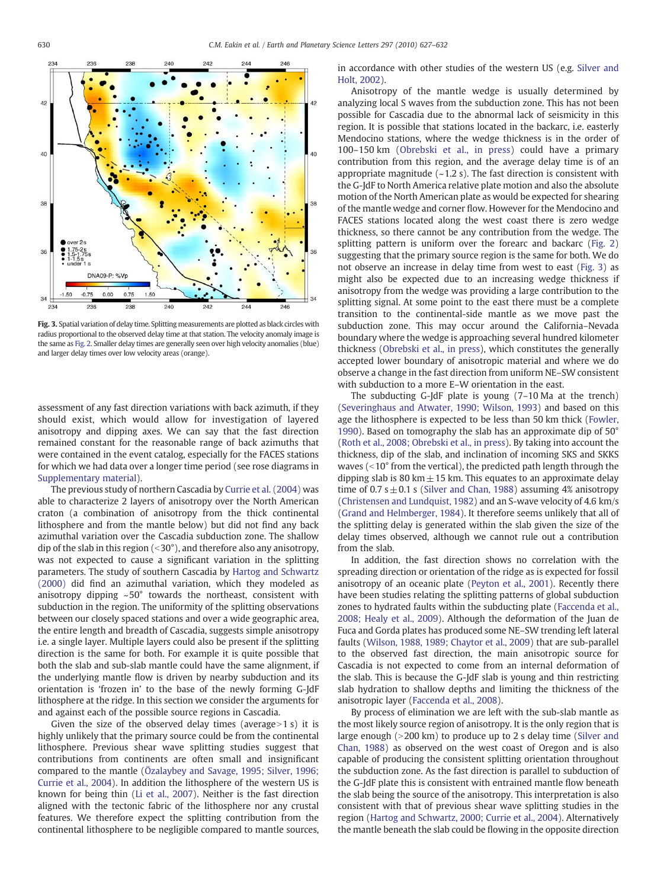Fig. 3. Spatial variation of delay time. Splitting measurements are plotted as black circles with radius proportional to the observed delay time at that station. The velocity anomaly image is the same as Fig. 2. Smaller delay times are generally seen over high velocity anomalies (blue) and larger delay times over low velocity areas (orange).

assessment of any fast direction variations with back azimuth, if they should exist, which would allow for investigation of layered anisotropy and dipping axes. We can say that the fast direction remained constant for the reasonable range of back azimuths that were contained in the event catalog, especially for the FACES stations for which we had data over a longer time period (see rose diagrams in Supplementary material).

The previous study of northern Cascadia by Currie et al. (2004) was able to characterize 2 layers of anisotropy over the North American craton (a combination of anisotropy from the thick continental lithosphere and from the mantle below) but did not find any back azimuthal variation over the Cascadia subduction zone. The shallow dip of the slab in this region (<30°), and therefore also any anisotropy, was not expected to cause a significant variation in the splitting parameters. The study of southern Cascadia by Hartog and Schwartz (2000) did find an azimuthal variation, which they modeled as anisotropy dipping ~50° towards the northeast, consistent with subduction in the region. The uniformity of the splitting observations between our closely spaced stations and over a wide geographic area, the entire length and breadth of Cascadia, suggests simple anisotropy i.e. a single layer. Multiple layers could also be present if the splitting direction is the same for both. For example it is quite possible that both the slab and sub-slab mantle could have the same alignment, if the underlying mantle flow is driven by nearby subduction and its orientation is 'frozen in' to the base of the newly forming G-JdF lithosphere at the ridge. In this section we consider the arguments for and against each of the possible source regions in Cascadia.

Given the size of the observed delay times (average>1 s) it is highly unlikely that the primary source could be from the continental lithosphere. Previous shear wave splitting studies suggest that contributions from continents are often small and insignificant compared to the mantle (Özalaybey and Savage, 1995; Silver, 1996; Currie et al., 2004). In addition the lithosphere of the western US is known for being thin (Li et al., 2007). Neither is the fast direction aligned with the tectonic fabric of the lithosphere nor any crustal features. We therefore expect the splitting contribution from the continental lithosphere to be negligible compared to mantle sources, in accordance with other studies of the western US (e.g. Silver and Holt, 2002).

Anisotropy of the mantle wedge is usually determined by analyzing local S waves from the subduction zone. This has not been possible for Cascadia due to the abnormal lack of seismicity in this region. It is possible that stations located in the backarc, i.e. easterly Mendocino stations, where the wedge thickness is in the order of 100–150 km (Obrebski et al., in press) could have a primary contribution from this region, and the average delay time is of an appropriate magnitude (~1.2 s). The fast direction is consistent with the G-JdF to North America relative plate motion and also the absolute motion of the North American plate as would be expected for shearing of the mantle wedge and corner flow. However for the Mendocino and FACES stations located along the west coast there is zero wedge thickness, so there cannot be any contribution from the wedge. The splitting pattern is uniform over the forearc and backarc (Fig. 2) suggesting that the primary source region is the same for both. We do not observe an increase in delay time from west to east (Fig. 3) as might also be expected due to an increasing wedge thickness if anisotropy from the wedge was providing a large contribution to the splitting signal. At some point to the east there must be a complete transition to the continental-side mantle as we move past the subduction zone. This may occur around the California–Nevada boundary where the wedge is approaching several hundred kilometer thickness (Obrebski et al., in press), which constitutes the generally accepted lower boundary of anisotropic material and where we do observe a change in the fast direction from uniform NE–SW consistent with subduction to a more E–W orientation in the east.

The subducting G-JdF plate is young (7–10 Ma at the trench) (Severinghaus and Atwater, 1990; Wilson, 1993) and based on this age the lithosphere is expected to be less than 50 km thick (Fowler, 1990). Based on tomography the slab has an approximate dip of 50° (Roth et al., 2008; Obrebski et al., in press). By taking into account the thickness, dip of the slab, and inclination of incoming SKS and SKKS waves (<10° from the vertical), the predicted path length through the dipping slab is 80 km ± 15 km. This equates to an approximate delay time of 0.7 s ± 0.1 s (Silver and Chan, 1988) assuming 4% anisotropy (Christensen and Lundquist, 1982) and an S-wave velocity of 4.6 km/s (Grand and Helmberger, 1984). It therefore seems unlikely that all of the splitting delay is generated within the slab given the size of the delay times observed, although we cannot rule out a contribution from the slab.

In addition, the fast direction shows no correlation with the spreading direction or orientation of the ridge as is expected for fossil anisotropy of an oceanic plate (Peyton et al., 2001). Recently there have been studies relating the splitting patterns of global subduction zones to hydrated faults within the subducting plate (Faccenda et al., 2008; Healy et al., 2009). Although the deformation of the Juan de Fuca and Gorda plates has produced some NE–SW trending left lateral faults (Wilson, 1988, 1989; Chaytor et al., 2009) that are sub-parallel to the observed fast direction, the main anisotropic source for Cascadia is not expected to come from an internal deformation of the slab. This is because the G-JdF slab is young and thin restricting slab hydration to shallow depths and limiting the thickness of the anisotropic layer (Faccenda et al., 2008).

By process of elimination we are left with the sub-slab mantle as the most likely source region of anisotropy. It is the only region that is large enough (>200 km) to produce up to 2 s delay time (Silver and Chan, 1988) as observed on the west coast of Oregon and is also capable of producing the consistent splitting orientation throughout the subduction zone. As the fast direction is parallel to subduction of the G-JdF plate this is consistent with entrained mantle flow beneath the slab being the source of the anisotropy. This interpretation is also consistent with that of previous shear wave splitting studies in the region (Hartog and Schwartz, 2000; Currie et al., 2004). Alternatively the mantle beneath the slab could be flowing in the opposite direction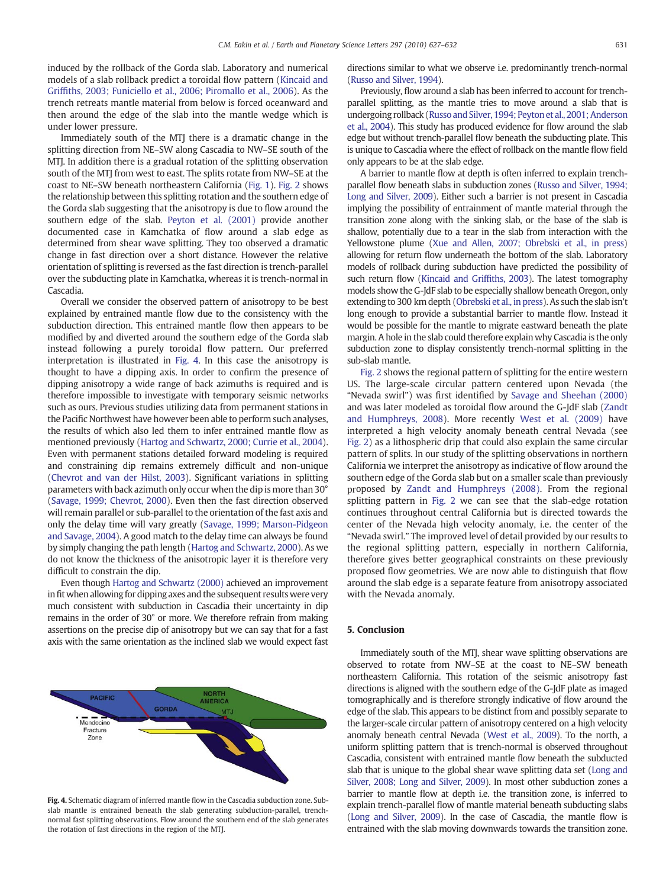induced by the rollback of the Gorda slab. Laboratory and numerical models of a slab rollback predict a toroidal flow pattern (Kincaid and Griffiths, 2003; Funiciello et al., 2006; Piromallo et al., 2006). As the trench retreats mantle material from below is forced oceanward and then around the edge of the slab into the mantle wedge which is under lower pressure.

Immediately south of the MTJ there is a dramatic change in the splitting direction from NE–SW along Cascadia to NW–SE south of the MTJ. In addition there is a gradual rotation of the splitting observation south of the MTJ from west to east. The splits rotate from NW–SE at the coast to NE–SW beneath northeastern California (Fig. 1). Fig. 2 shows the relationship between this splitting rotation and the southern edge of the Gorda slab suggesting that the anisotropy is due to flow around the southern edge of the slab. Peyton et al. (2001) provide another documented case in Kamchatka of flow around a slab edge as determined from shear wave splitting. They too observed a dramatic change in fast direction over a short distance. However the relative orientation of splitting is reversed as the fast direction is trench-parallel over the subducting plate in Kamchatka, whereas it is trench-normal in Cascadia.

Overall we consider the observed pattern of anisotropy to be best explained by entrained mantle flow due to the consistency with the subduction direction. This entrained mantle flow then appears to be modified by and diverted around the southern edge of the Gorda slab instead following a purely toroidal flow pattern. Our preferred interpretation is illustrated in Fig. 4. In this case the anisotropy is thought to have a dipping axis. In order to confirm the presence of dipping anisotropy a wide range of back azimuths is required and is therefore impossible to investigate with temporary seismic networks such as ours. Previous studies utilizing data from permanent stations in the Pacific Northwest have however been able to perform such analyses, the results of which also led them to infer entrained mantle flow as mentioned previously (Hartog and Schwartz, 2000; Currie et al., 2004). Even with permanent stations detailed forward modeling is required and constraining dip remains extremely difficult and non-unique (Chevrot and van der Hilst, 2003). Significant variations in splitting parameters with back azimuth only occur when the dip is more than 30° (Savage, 1999; Chevrot, 2000). Even then the fast direction observed will remain parallel or sub-parallel to the orientation of the fast axis and only the delay time will vary greatly (Savage, 1999; Marson-Pidgeon and Savage, 2004). A good match to the delay time can always be found by simply changing the path length (Hartog and Schwartz, 2000). As we do not know the thickness of the anisotropic layer it is therefore very difficult to constrain the dip.

Even though Hartog and Schwartz (2000) achieved an improvement in fit when allowing for dipping axes and the subsequent results were very much consistent with subduction in Cascadia their uncertainty in dip remains in the order of 30° or more. We therefore refrain from making assertions on the precise dip of anisotropy but we can say that for a fast axis with the same orientation as the inclined slab we would expect fast

PACIFIC
GORDA
NORTH AMERICA
MTJ
Mendocino Fracture Zone

Fig. 4. Schematic diagram of inferred mantle flow in the Cascadia subduction zone. Sub-slab mantle is entrained beneath the slab generating subduction-parallel, trench-normal fast splitting observations. Flow around the southern end of the slab generates the rotation of fast directions in the region of the MTJ.

directions similar to what we observe i.e. predominantly trench-normal (Russo and Silver, 1994).

Previously, flow around a slab has been inferred to account for trench-parallel splitting, as the mantle tries to move around a slab that is undergoing rollback (Russo and Silver, 1994; Peyton et al., 2001; Anderson et al., 2004). This study has produced evidence for flow around the slab edge but without trench-parallel flow beneath the subducting plate. This is unique to Cascadia where the effect of rollback on the mantle flow field only appears to be at the slab edge.

A barrier to mantle flow at depth is often inferred to explain trench-parallel flow beneath slabs in subduction zones (Russo and Silver, 1994; Long and Silver, 2009). Either such a barrier is not present in Cascadia implying the possibility of entrainment of mantle material through the transition zone along with the sinking slab, or the base of the slab is shallow, potentially due to a tear in the slab from interaction with the Yellowstone plume (Xue and Allen, 2007; Obrebski et al., in press) allowing for return flow underneath the bottom of the slab. Laboratory models of rollback during subduction have predicted the possibility of such return flow (Kincaid and Griffiths, 2003). The latest tomography models show the G-JdF slab to be especially shallow beneath Oregon, only extending to 300 km depth (Obrebski et al., in press). As such the slab isn't long enough to provide a substantial barrier to mantle flow. Instead it would be possible for the mantle to migrate eastward beneath the plate margin. A hole in the slab could therefore explain why Cascadia is the only subduction zone to display consistently trench-normal splitting in the sub-slab mantle.

Fig. 2 shows the regional pattern of splitting for the entire western US. The large-scale circular pattern centered upon Nevada (the "Nevada swirl") was first identified by Savage and Sheehan (2000) and was later modeled as toroidal flow around the G-JdF slab (Zandt and Humphreys, 2008). More recently West et al. (2009) have interpreted a high velocity anomaly beneath central Nevada (see Fig. 2) as a lithospheric drip that could also explain the same circular pattern of splits. In our study of the splitting observations in northern California we interpret the anisotropy as indicative of flow around the southern edge of the Gorda slab but on a smaller scale than previously proposed by Zandt and Humphreys (2008). From the regional splitting pattern in Fig. 2 we can see that the slab-edge rotation continues throughout central California but is directed towards the center of the Nevada high velocity anomaly, i.e. the center of the "Nevada swirl." The improved level of detail provided by our results to the regional splitting pattern, especially in northern California, therefore gives better geographical constraints on these previously proposed flow geometries. We are now able to distinguish that flow around the slab edge is a separate feature from anisotropy associated with the Nevada anomaly.

## 5. Conclusion

Immediately south of the MTJ, shear wave splitting observations are observed to rotate from NW–SE at the coast to NE–SW beneath northeastern California. This rotation of the seismic anisotropy fast directions is aligned with the southern edge of the G-JdF plate as imaged tomographically and is therefore strongly indicative of flow around the edge of the slab. This appears to be distinct from and possibly separate to the larger-scale circular pattern of anisotropy centered on a high velocity anomaly beneath central Nevada (West et al., 2009). To the north, a uniform splitting pattern that is trench-normal is observed throughout Cascadia, consistent with entrained mantle flow beneath the subducted slab that is unique to the global shear wave splitting data set (Long and Silver, 2008; Long and Silver, 2009). In most other subduction zones a barrier to mantle flow at depth i.e. the transition zone, is inferred to explain trench-parallel flow of mantle material beneath subducting slabs (Long and Silver, 2009). In the case of Cascadia, the mantle flow is entrained with the slab moving downwards towards the transition zone.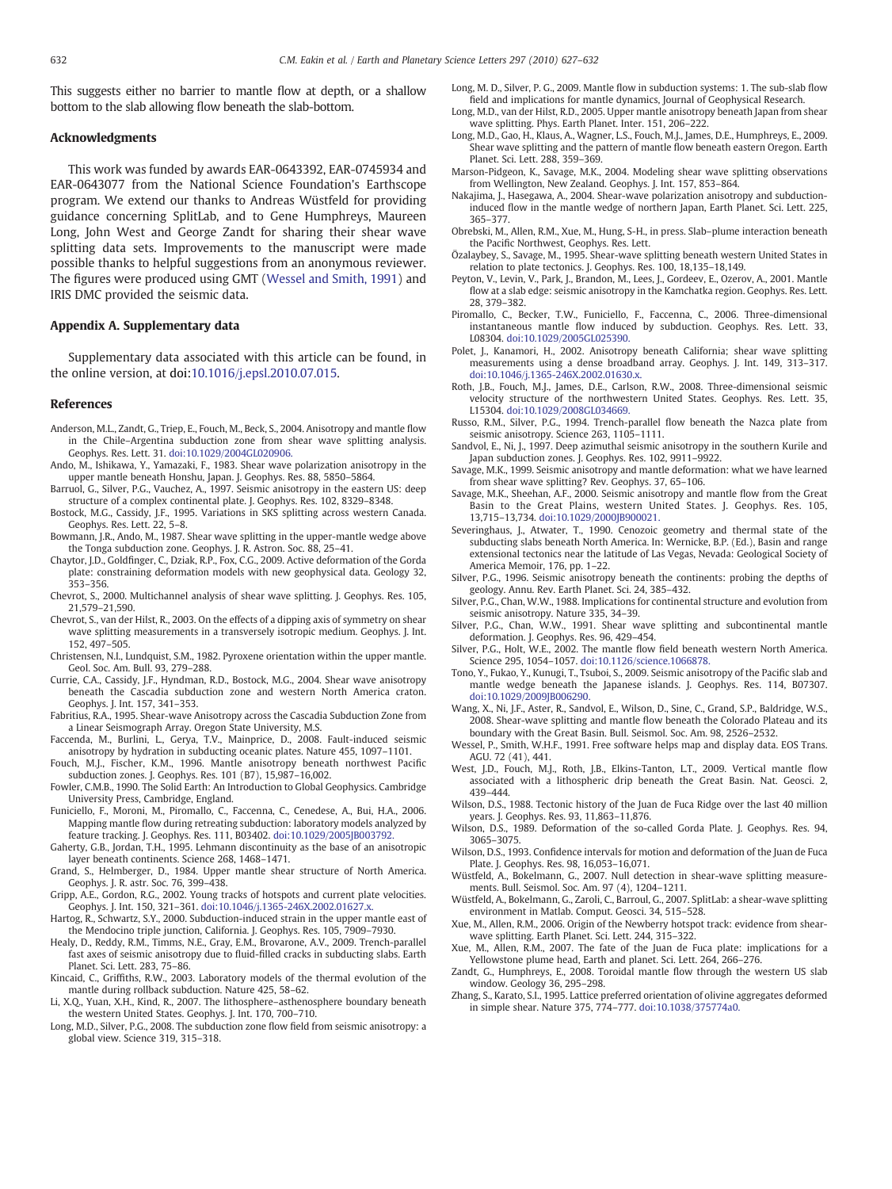This suggests either no barrier to mantle flow at depth, or a shallow bottom to the slab allowing flow beneath the slab-bottom.

## Acknowledgments

This work was funded by awards EAR-0643392, EAR-0745934 and EAR-0643077 from the National Science Foundation's Earthscope program. We extend our thanks to Andreas Wüstfeld for providing guidance concerning SplitLab, and to Gene Humphreys, Maureen Long, John West and George Zandt for sharing their shear wave splitting data sets. Improvements to the manuscript were made possible thanks to helpful suggestions from an anonymous reviewer. The figures were produced using GMT (Wessel and Smith, 1991) and IRIS DMC provided the seismic data.

## Appendix A. Supplementary data

Supplementary data associated with this article can be found, in the online version, at doi:10.1016/j.epsl.2010.07.015.

## References

Anderson, M.L., Zandt, G., Triep, E., Fouch, M., Beck, S., 2004. Anisotropy and mantle flow in the Chile–Argentina subduction zone from shear wave splitting analysis. Geophys. Res. Lett. 31. doi:10.1029/2004GL020906.

Ando, M., Ishikawa, Y., Yamazaki, F., 1983. Shear wave polarization anisotropy in the upper mantle beneath Honshu, Japan. J. Geophys. Res. 88, 5850–5864.

Barruol, G., Silver, P.G., Vauchez, A., 1997. Seismic anisotropy in the eastern US: deep structure of a complex continental plate. J. Geophys. Res. 102, 8329–8348.

Bostock, M.G., Cassidy, J.F., 1995. Variations in SKS splitting across western Canada. Geophys. Res. Lett. 22, 5–8.

Bowmann, J.R., Ando, M., 1987. Shear wave splitting in the upper-mantle wedge above the Tonga subduction zone. Geophys. J. R. Astron. Soc. 88, 25–41.

Chaytor, J.D., Goldfinger, C., Dziak, R.P., Fox, C.G., 2009. Active deformation of the Gorda plate: constraining deformation models with new geophysical data. Geology 32, 353–356.

Chevrot, S., 2000. Multichannel analysis of shear wave splitting. J. Geophys. Res. 105, 21,579–21,590.

Chevrot, S., van der Hilst, R., 2003. On the effects of a dipping axis of symmetry on shear wave splitting measurements in a transversely isotropic medium. Geophys. J. Int. 152, 497–505.

Christensen, N.I., Lundquist, S.M., 1982. Pyroxene orientation within the upper mantle. Geol. Soc. Am. Bull. 93, 279–288.

Currie, C.A., Cassidy, J.F., Hyndman, R.D., Bostock, M.G., 2004. Shear wave anisotropy beneath the Cascadia subduction zone and western North America craton. Geophys. J. Int. 157, 341–353.

Fabritius, R.A., 1995. Shear-wave Anisotropy across the Cascadia Subduction Zone from a Linear Seismograph Array. Oregon State University, M.S.

Faccenda, M., Burlini, L., Gerya, T.V., Mainprice, D., 2008. Fault-induced seismic anisotropy by hydration in subducting oceanic plates. Nature 455, 1097–1101.

Fouch, M.J., Fischer, K.M., 1996. Mantle anisotropy beneath northwest Pacific subduction zones. J. Geophys. Res. 101 (B7), 15,987–16,002.

Fowler, C.M.B., 1990. The Solid Earth: An Introduction to Global Geophysics. Cambridge University Press, Cambridge, England.

Funiciello, F., Moroni, M., Piromallo, C., Faccenna, C., Cenedese, A., Bui, H.A., 2006. Mapping mantle flow during retreating subduction: laboratory models analyzed by feature tracking. J. Geophys. Res. 111, B03402. doi:10.1029/2005JB003792.

Gaherty, G.B., Jordan, T.H., 1995. Lehmann discontinuity as the base of an anisotropic layer beneath continents. Science 268, 1468–1471.

Grand, S., Helmberger, D., 1984. Upper mantle shear structure of North America. Geophys. J. R. astr. Soc. 76, 399–438.

Gripp, A.E., Gordon, R.G., 2002. Young tracks of hotspots and current plate velocities. Geophys. J. Int. 150, 321–361. doi:10.1046/j.1365-246X.2002.01627.x.

Hartog, R., Schwartz, S.Y., 2000. Subduction-induced strain in the upper mantle east of the Mendocino triple junction, California. J. Geophys. Res. 105, 7909–7930.

Healy, D., Reddy, R.M., Timms, N.E., Gray, E.M., Brovarone, A.V., 2009. Trench-parallel fast axes of seismic anisotropy due to fluid-filled cracks in subducting slabs. Earth Planet. Sci. Lett. 283, 75–86.

Kincaid, C., Griffiths, R.W., 2003. Laboratory models of the thermal evolution of the mantle during rollback subduction. Nature 425, 58–62.

Li, X.Q., Yuan, X.H., Kind, R., 2007. The lithosphere–asthenosphere boundary beneath the western United States. Geophys. J. Int. 170, 700–710.

Long, M.D., Silver, P.G., 2008. The subduction zone flow field from seismic anisotropy: a global view. Science 319, 315–318.

Long, M. D., Silver, P. G., 2009. Mantle flow in subduction systems: 1. The sub-slab flow field and implications for mantle dynamics, Journal of Geophysical Research.

Long, M.D., van der Hilst, R.D., 2005. Upper mantle anisotropy beneath Japan from shear wave splitting. Phys. Earth Planet. Inter. 151, 206–222.

Long, M.D., Gao, H., Klaus, A., Wagner, L.S., Fouch, M.J., James, D.E., Humphreys, E., 2009. Shear wave splitting and the pattern of mantle flow beneath eastern Oregon. Earth Planet. Sci. Lett. 288, 359–369.

Marson-Pidgeon, K., Savage, M.K., 2004. Modeling shear wave splitting observations from Wellington, New Zealand. Geophys. J. Int. 157, 853–864.

Nakajima, J., Hasegawa, A., 2004. Shear-wave polarization anisotropy and subduction-induced flow in the mantle wedge of northern Japan, Earth Planet. Sci. Lett. 225, 365–377.

Obrebski, M., Allen, R.M., Xue, M., Hung, S-H., in press. Slab–plume interaction beneath the Pacific Northwest, Geophys. Res. Lett.

Özalaybey, S., Savage, M., 1995. Shear-wave splitting beneath western United States in relation to plate tectonics. J. Geophys. Res. 100, 18,135–18,149.

Peyton, V., Levin, V., Park, J., Brandon, M., Lees, J., Gordeev, E., Ozerov, A., 2001. Mantle flow at a slab edge: seismic anisotropy in the Kamchatka region. Geophys. Res. Lett. 28, 379–382.

Piromallo, C., Becker, T.W., Funiciello, F., Faccenna, C., 2006. Three-dimensional instantaneous mantle flow induced by subduction. Geophys. Res. Lett. 33, L08304. doi:10.1029/2005GL025390.

Polet, J., Kanamori, H., 2002. Anisotropy beneath California; shear wave splitting measurements using a dense broadband array. Geophys. J. Int. 149, 313–317. doi:10.1046/j.1365-246X.2002.01630.x.

Roth, J.B., Fouch, M.J., James, D.E., Carlson, R.W., 2008. Three-dimensional seismic velocity structure of the northwestern United States. Geophys. Res. Lett. 35, L15304. doi:10.1029/2008GL034669.

Russo, R.M., Silver, P.G., 1994. Trench-parallel flow beneath the Nazca plate from seismic anisotropy. Science 263, 1105–1111.

Sandvol, E., Ni, J., 1997. Deep azimuthal seismic anisotropy in the southern Kurile and Japan subduction zones. J. Geophys. Res. 102, 9911–9922.

Savage, M.K., 1999. Seismic anisotropy and mantle deformation: what we have learned from shear wave splitting? Rev. Geophys. 37, 65–106.

Savage, M.K., Sheehan, A.F., 2000. Seismic anisotropy and mantle flow from the Great Basin to the Great Plains, western United States. J. Geophys. Res. 105, 13,715–13,734. doi:10.1029/2000JB900021.

Severinghaus, J., Atwater, T., 1990. Cenozoic geometry and thermal state of the subducting slabs beneath North America. In: Wernicke, B.P. (Ed.), Basin and range extensional tectonics near the latitude of Las Vegas, Nevada: Geological Society of America Memoir, 176, pp. 1–22.

Silver, P.G., 1996. Seismic anisotropy beneath the continents: probing the depths of geology. Annu. Rev. Earth Planet. Sci. 24, 385–432.

Silver, P.G., Chan, W.W., 1988. Implications for continental structure and evolution from seismic anisotropy. Nature 335, 34–39.

Silver, P.G., Chan, W.W., 1991. Shear wave splitting and subcontinental mantle deformation. J. Geophys. Res. 96, 429–454.

Silver, P.G., Holt, W.E., 2002. The mantle flow field beneath western North America. Science 295, 1054–1057. doi:10.1126/science.1066878.

Tono, Y., Fukao, Y., Kunugi, T., Tsuboi, S., 2009. Seismic anisotropy of the Pacific slab and mantle wedge beneath the Japanese islands. J. Geophys. Res. 114, B07307. doi:10.1029/2009JB006290.

Wang, X., Ni, J.F., Aster, R., Sandvol, E., Wilson, D., Sine, C., Grand, S.P., Baldridge, W.S., 2008. Shear-wave splitting and mantle flow beneath the Colorado Plateau and its boundary with the Great Basin. Bull. Seismol. Soc. Am. 98, 2526–2532.

Wessel, P., Smith, W.H.F., 1991. Free software helps map and display data. EOS Trans. AGU. 72 (41), 441.

West, J.D., Fouch, M.J., Roth, J.B., Elkins-Tanton, L.T., 2009. Vertical mantle flow associated with a lithospheric drip beneath the Great Basin. Nat. Geosci. 2, 439–444.

Wilson, D.S., 1988. Tectonic history of the Juan de Fuca Ridge over the last 40 million years. J. Geophys. Res. 93, 11,863–11,876.

Wilson, D.S., 1989. Deformation of the so-called Gorda Plate. J. Geophys. Res. 94, 3065–3075.

Wilson, D.S., 1993. Confidence intervals for motion and deformation of the Juan de Fuca Plate. J. Geophys. Res. 98, 16,053–16,071.

Wüstfeld, A., Bokelmann, G., 2007. Null detection in shear-wave splitting measurements. Bull. Seismol. Soc. Am. 97 (4), 1204–1211.

Wüstfeld, A., Bokelmann, G., Zaroli, C., Barroul, G., 2007. SplitLab: a shear-wave splitting environment in Matlab. Comput. Geosci. 34, 515–528.

Xue, M., Allen, R.M., 2006. Origin of the Newberry hotspot track: evidence from shear-wave splitting. Earth Planet. Sci. Lett. 244, 315–322.

Xue, M., Allen, R.M., 2007. The fate of the Juan de Fuca plate: implications for a Yellowstone plume head, Earth and planet. Sci. Lett. 264, 266–276.

Zandt, G., Humphreys, E., 2008. Toroidal mantle flow through the western US slab window. Geology 36, 295–298.

Zhang, S., Karato, S.I., 1995. Lattice preferred orientation of olivine aggregates deformed in simple shear. Nature 375, 774–777. doi:10.1038/375774a0.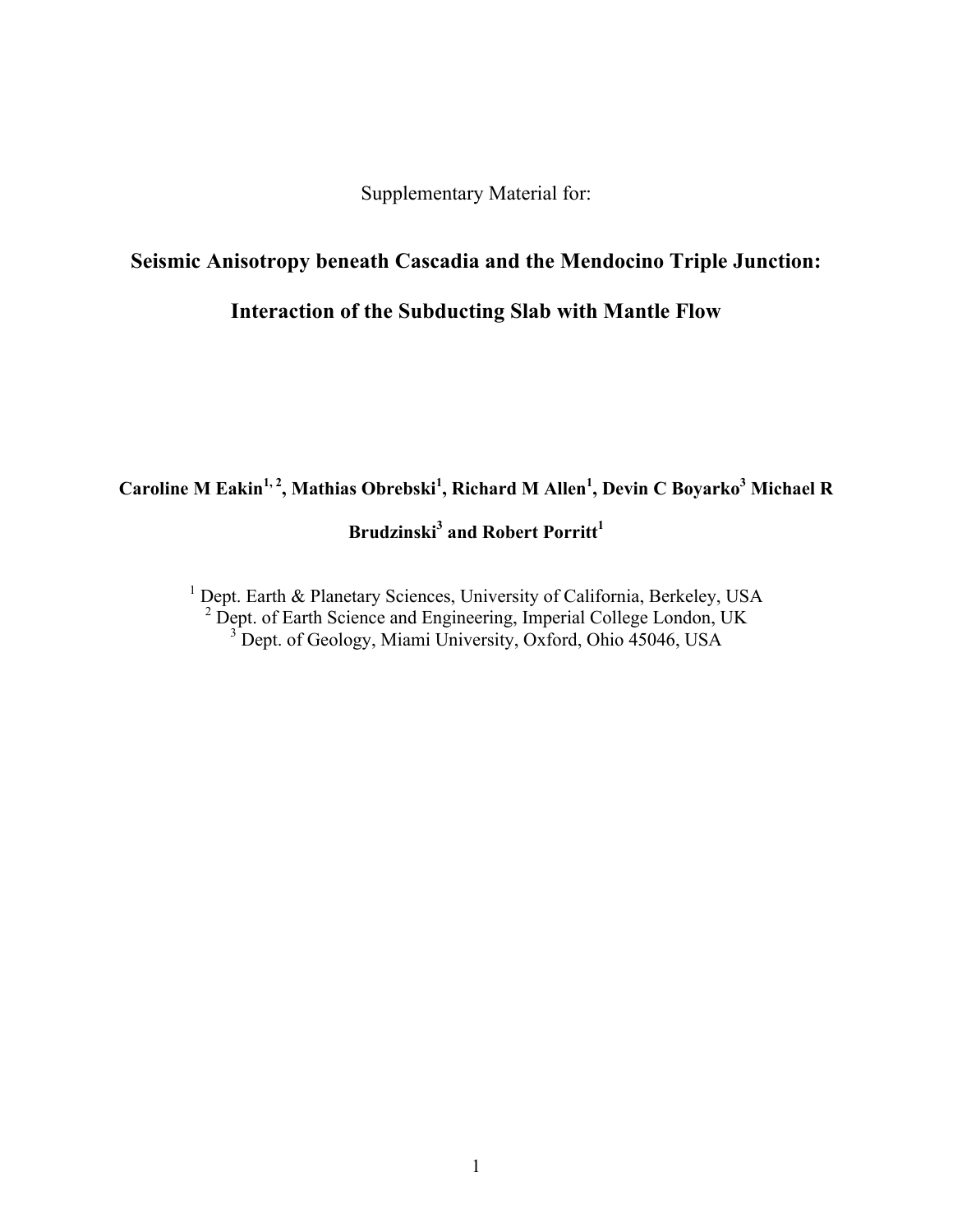Supplementary Material for:

# Seismic Anisotropy beneath Cascadia and the Mendocino Triple Junction: Interaction of the Subducting Slab with Mantle Flow

**Caroline M Eakin[1, 2], Mathias Obrebski[1], Richard M Allen[1], Devin C Boyarko[3] Michael R Brudzinski[3] and Robert Porritt[1]**

[1] Dept. Earth & Planetary Sciences, University of California, Berkeley, USA
[2] Dept. of Earth Science and Engineering, Imperial College London, UK
[3] Dept. of Geology, Miami University, Oxford, Ohio 45046, USA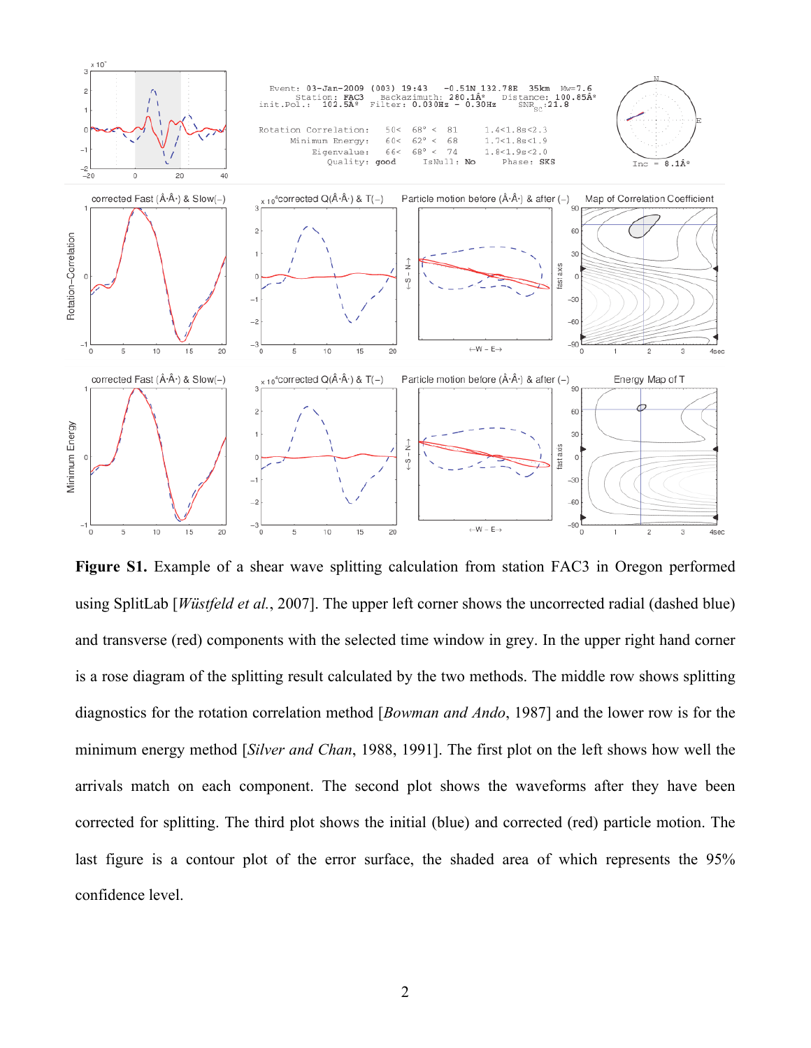**Figure S1.** Example of a shear wave splitting calculation from station FAC3 in Oregon performed using SplitLab [*Wüstfeld et al.*, 2007]. The upper left corner shows the uncorrected radial (dashed blue) and transverse (red) components with the selected time window in grey. In the upper right hand corner is a rose diagram of the splitting result calculated by the two methods. The middle row shows splitting diagnostics for the rotation correlation method [*Bowman and Ando*, 1987] and the lower row is for the minimum energy method [*Silver and Chan*, 1988, 1991]. The first plot on the left shows how well the arrivals match on each component. The second plot shows the waveforms after they have been corrected for splitting. The third plot shows the initial (blue) and corrected (red) particle motion. The last figure is a contour plot of the error surface, the shaded area of which represents the 95% confidence level.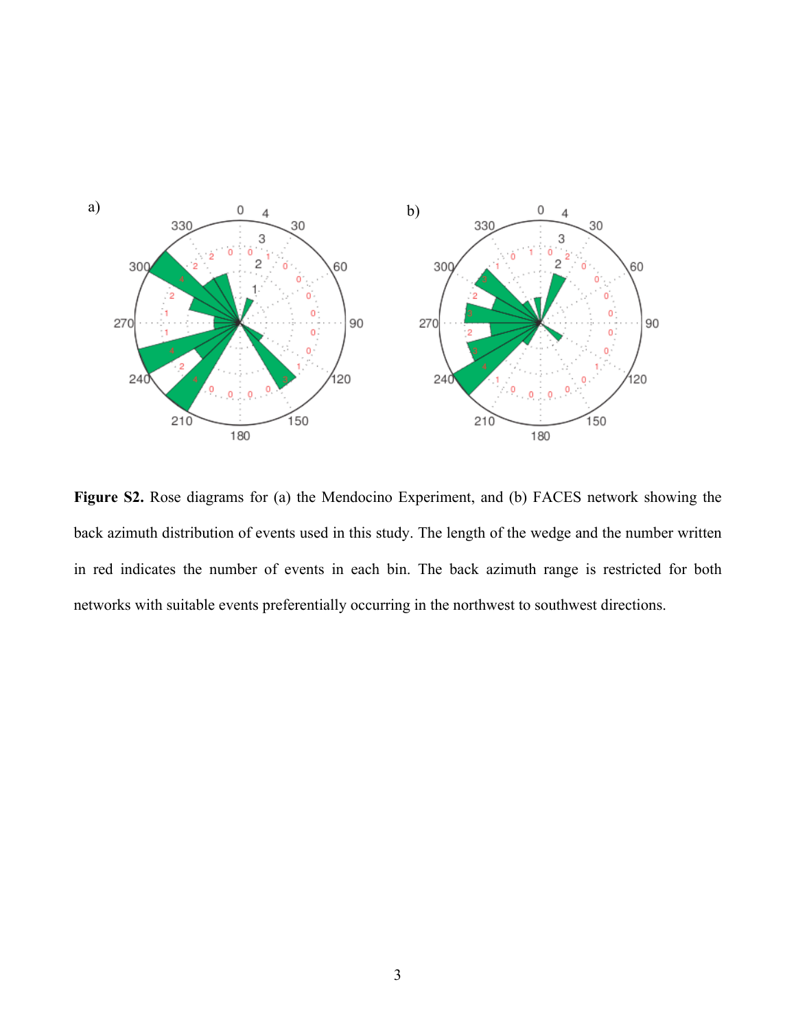**Figure S2.** Rose diagrams for (a) the Mendocino Experiment, and (b) FACES network showing the back azimuth distribution of events used in this study. The length of the wedge and the number written in red indicates the number of events in each bin. The back azimuth range is restricted for both networks with suitable events preferentially occurring in the northwest to southwest directions.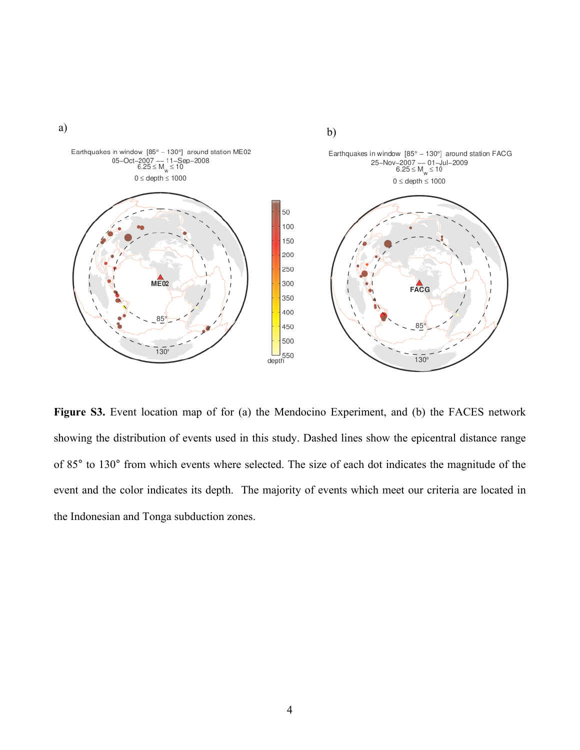a)

Earthquakes in window [85° – 130°] around station ME02
05–Oct–2007 — 11–Sep–2008
$6.25 \leq M_w \leq 10$
$0 \leq$ depth $\leq 1000$

b)

Earthquakes in window [85° – 130°] around station FACG
25–Nov–2007 — 01–Jul–2009
$6.25 \leq M_w \leq 10$
$0 \leq$ depth $\leq 1000$

**Figure S3.** Event location map of for (a) the Mendocino Experiment, and (b) the FACES network showing the distribution of events used in this study. Dashed lines show the epicentral distance range of 85° to 130° from which events where selected. The size of each dot indicates the magnitude of the event and the color indicates its depth. The majority of events which meet our criteria are located in the Indonesian and Tonga subduction zones.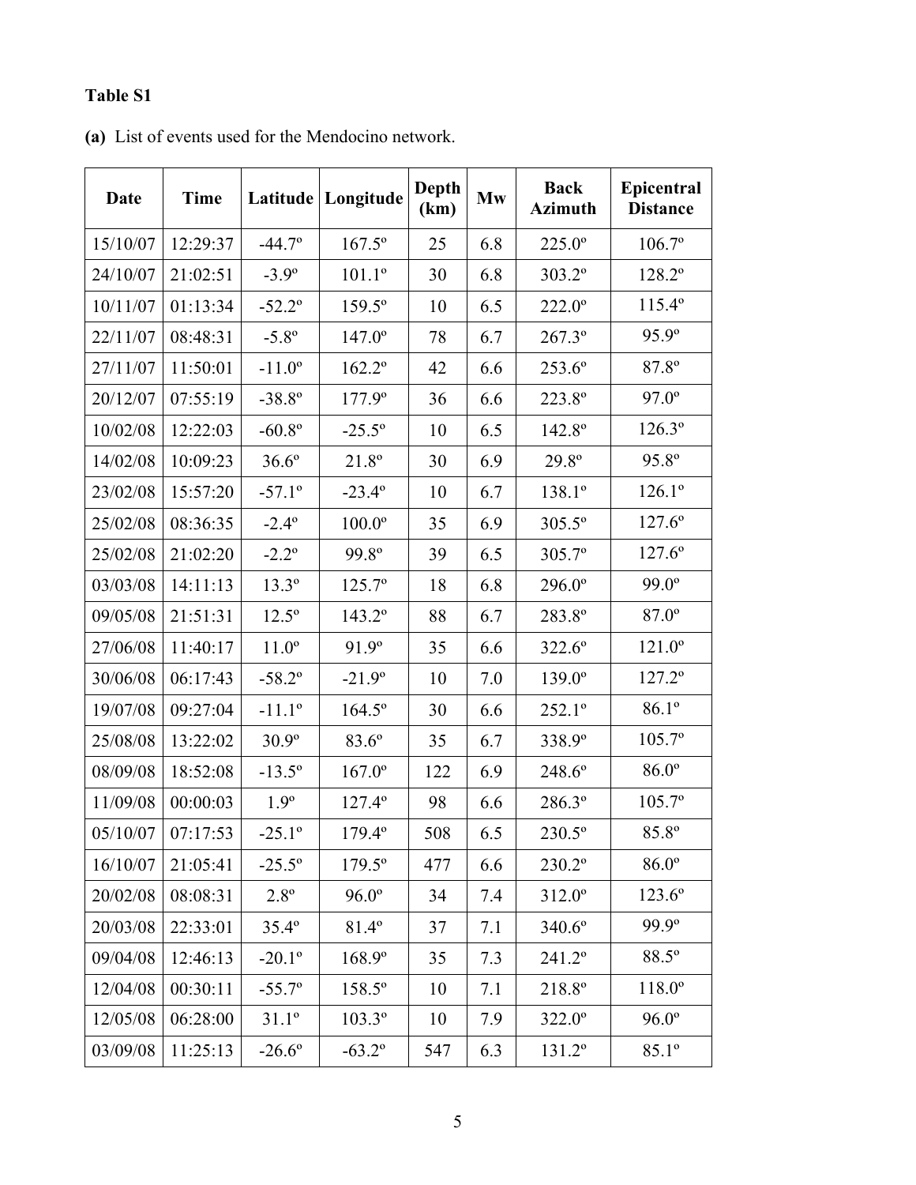**Table S1**

**(a)** List of events used for the Mendocino network.

| Date | Time | Latitude | Longitude | Depth (km) | Mw | Back Azimuth | Epicentral Distance |
|---|---|---|---|---|---|---|---|
| 15/10/07 | 12:29:37 | -44.7º | 167.5º | 25 | 6.8 | 225.0º | 106.7º |
| 24/10/07 | 21:02:51 | -3.9º | 101.1º | 30 | 6.8 | 303.2º | 128.2º |
| 10/11/07 | 01:13:34 | -52.2º | 159.5º | 10 | 6.5 | 222.0º | 115.4º |
| 22/11/07 | 08:48:31 | -5.8º | 147.0º | 78 | 6.7 | 267.3º | 95.9º |
| 27/11/07 | 11:50:01 | -11.0º | 162.2º | 42 | 6.6 | 253.6º | 87.8º |
| 20/12/07 | 07:55:19 | -38.8º | 177.9º | 36 | 6.6 | 223.8º | 97.0º |
| 10/02/08 | 12:22:03 | -60.8º | -25.5º | 10 | 6.5 | 142.8º | 126.3º |
| 14/02/08 | 10:09:23 | 36.6º | 21.8º | 30 | 6.9 | 29.8º | 95.8º |
| 23/02/08 | 15:57:20 | -57.1º | -23.4º | 10 | 6.7 | 138.1º | 126.1º |
| 25/02/08 | 08:36:35 | -2.4º | 100.0º | 35 | 6.9 | 305.5º | 127.6º |
| 25/02/08 | 21:02:20 | -2.2º | 99.8º | 39 | 6.5 | 305.7º | 127.6º |
| 03/03/08 | 14:11:13 | 13.3º | 125.7º | 18 | 6.8 | 296.0º | 99.0º |
| 09/05/08 | 21:51:31 | 12.5º | 143.2º | 88 | 6.7 | 283.8º | 87.0º |
| 27/06/08 | 11:40:17 | 11.0º | 91.9º | 35 | 6.6 | 322.6º | 121.0º |
| 30/06/08 | 06:17:43 | -58.2º | -21.9º | 10 | 7.0 | 139.0º | 127.2º |
| 19/07/08 | 09:27:04 | -11.1º | 164.5º | 30 | 6.6 | 252.1º | 86.1º |
| 25/08/08 | 13:22:02 | 30.9º | 83.6º | 35 | 6.7 | 338.9º | 105.7º |
| 08/09/08 | 18:52:08 | -13.5º | 167.0º | 122 | 6.9 | 248.6º | 86.0º |
| 11/09/08 | 00:00:03 | 1.9º | 127.4º | 98 | 6.6 | 286.3º | 105.7º |
| 05/10/07 | 07:17:53 | -25.1º | 179.4º | 508 | 6.5 | 230.5º | 85.8º |
| 16/10/07 | 21:05:41 | -25.5º | 179.5º | 477 | 6.6 | 230.2º | 86.0º |
| 20/02/08 | 08:08:31 | 2.8º | 96.0º | 34 | 7.4 | 312.0º | 123.6º |
| 20/03/08 | 22:33:01 | 35.4º | 81.4º | 37 | 7.1 | 340.6º | 99.9º |
| 09/04/08 | 12:46:13 | -20.1º | 168.9º | 35 | 7.3 | 241.2º | 88.5º |
| 12/04/08 | 00:30:11 | -55.7º | 158.5º | 10 | 7.1 | 218.8º | 118.0º |
| 12/05/08 | 06:28:00 | 31.1º | 103.3º | 10 | 7.9 | 322.0º | 96.0º |
| 03/09/08 | 11:25:13 | -26.6º | -63.2º | 547 | 6.3 | 131.2º | 85.1º |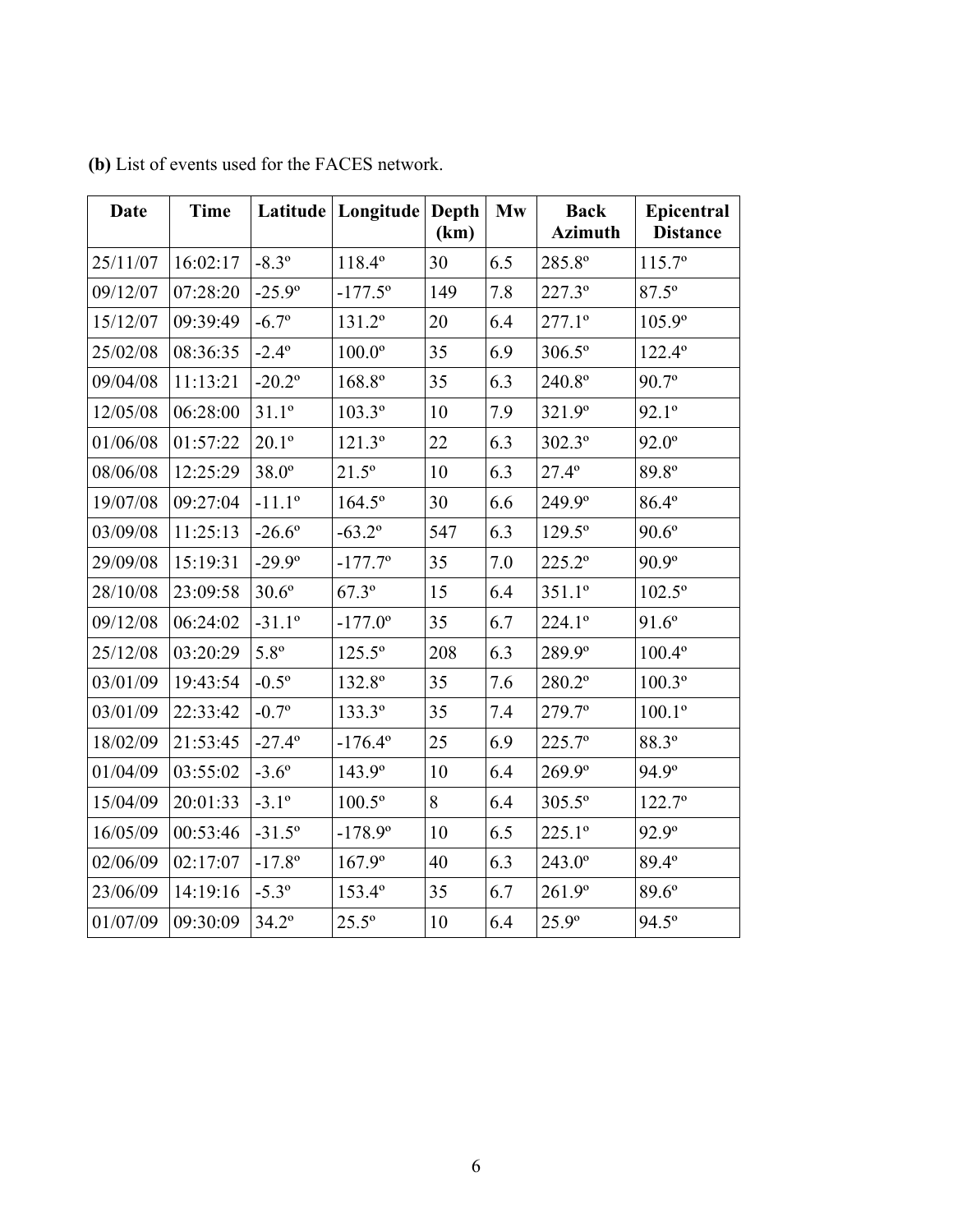**(b)** List of events used for the FACES network.

| Date | Time | Latitude | Longitude | Depth (km) | Mw | Back Azimuth | Epicentral Distance |
|---|---|---|---|---|---|---|---|
| 25/11/07 | 16:02:17 | -8.3º | 118.4º | 30 | 6.5 | 285.8º | 115.7º |
| 09/12/07 | 07:28:20 | -25.9º | -177.5º | 149 | 7.8 | 227.3º | 87.5º |
| 15/12/07 | 09:39:49 | -6.7º | 131.2º | 20 | 6.4 | 277.1º | 105.9º |
| 25/02/08 | 08:36:35 | -2.4º | 100.0º | 35 | 6.9 | 306.5º | 122.4º |
| 09/04/08 | 11:13:21 | -20.2º | 168.8º | 35 | 6.3 | 240.8º | 90.7º |
| 12/05/08 | 06:28:00 | 31.1º | 103.3º | 10 | 7.9 | 321.9º | 92.1º |
| 01/06/08 | 01:57:22 | 20.1º | 121.3º | 22 | 6.3 | 302.3º | 92.0º |
| 08/06/08 | 12:25:29 | 38.0º | 21.5º | 10 | 6.3 | 27.4º | 89.8º |
| 19/07/08 | 09:27:04 | -11.1º | 164.5º | 30 | 6.6 | 249.9º | 86.4º |
| 03/09/08 | 11:25:13 | -26.6º | -63.2º | 547 | 6.3 | 129.5º | 90.6º |
| 29/09/08 | 15:19:31 | -29.9º | -177.7º | 35 | 7.0 | 225.2º | 90.9º |
| 28/10/08 | 23:09:58 | 30.6º | 67.3º | 15 | 6.4 | 351.1º | 102.5º |
| 09/12/08 | 06:24:02 | -31.1º | -177.0º | 35 | 6.7 | 224.1º | 91.6º |
| 25/12/08 | 03:20:29 | 5.8º | 125.5º | 208 | 6.3 | 289.9º | 100.4º |
| 03/01/09 | 19:43:54 | -0.5º | 132.8º | 35 | 7.6 | 280.2º | 100.3º |
| 03/01/09 | 22:33:42 | -0.7º | 133.3º | 35 | 7.4 | 279.7º | 100.1º |
| 18/02/09 | 21:53:45 | -27.4º | -176.4º | 25 | 6.9 | 225.7º | 88.3º |
| 01/04/09 | 03:55:02 | -3.6º | 143.9º | 10 | 6.4 | 269.9º | 94.9º |
| 15/04/09 | 20:01:33 | -3.1º | 100.5º | 8 | 6.4 | 305.5º | 122.7º |
| 16/05/09 | 00:53:46 | -31.5º | -178.9º | 10 | 6.5 | 225.1º | 92.9º |
| 02/06/09 | 02:17:07 | -17.8º | 167.9º | 40 | 6.3 | 243.0º | 89.4º |
| 23/06/09 | 14:19:16 | -5.3º | 153.4º | 35 | 6.7 | 261.9º | 89.6º |
| 01/07/09 | 09:30:09 | 34.2º | 25.5º | 10 | 6.4 | 25.9º | 94.5º |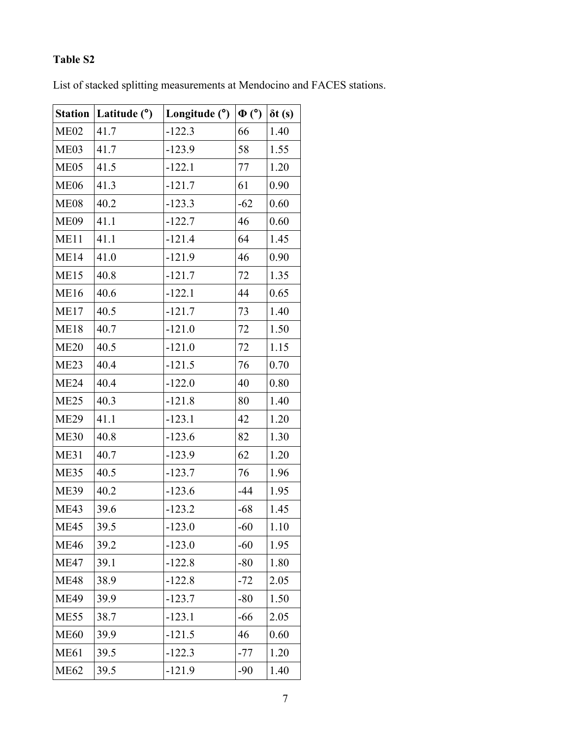**Table S2**

List of stacked splitting measurements at Mendocino and FACES stations.

| Station | Latitude (°) | Longitude (°) | Φ (°) | δt (s) |
|---|---|---|---|---|
| ME02 | 41.7 | -122.3 | 66 | 1.40 |
| ME03 | 41.7 | -123.9 | 58 | 1.55 |
| ME05 | 41.5 | -122.1 | 77 | 1.20 |
| ME06 | 41.3 | -121.7 | 61 | 0.90 |
| ME08 | 40.2 | -123.3 | -62 | 0.60 |
| ME09 | 41.1 | -122.7 | 46 | 0.60 |
| ME11 | 41.1 | -121.4 | 64 | 1.45 |
| ME14 | 41.0 | -121.9 | 46 | 0.90 |
| ME15 | 40.8 | -121.7 | 72 | 1.35 |
| ME16 | 40.6 | -122.1 | 44 | 0.65 |
| ME17 | 40.5 | -121.7 | 73 | 1.40 |
| ME18 | 40.7 | -121.0 | 72 | 1.50 |
| ME20 | 40.5 | -121.0 | 72 | 1.15 |
| ME23 | 40.4 | -121.5 | 76 | 0.70 |
| ME24 | 40.4 | -122.0 | 40 | 0.80 |
| ME25 | 40.3 | -121.8 | 80 | 1.40 |
| ME29 | 41.1 | -123.1 | 42 | 1.20 |
| ME30 | 40.8 | -123.6 | 82 | 1.30 |
| ME31 | 40.7 | -123.9 | 62 | 1.20 |
| ME35 | 40.5 | -123.7 | 76 | 1.96 |
| ME39 | 40.2 | -123.6 | -44 | 1.95 |
| ME43 | 39.6 | -123.2 | -68 | 1.45 |
| ME45 | 39.5 | -123.0 | -60 | 1.10 |
| ME46 | 39.2 | -123.0 | -60 | 1.95 |
| ME47 | 39.1 | -122.8 | -80 | 1.80 |
| ME48 | 38.9 | -122.8 | -72 | 2.05 |
| ME49 | 39.9 | -123.7 | -80 | 1.50 |
| ME55 | 38.7 | -123.1 | -66 | 2.05 |
| ME60 | 39.9 | -121.5 | 46 | 0.60 |
| ME61 | 39.5 | -122.3 | -77 | 1.20 |
| ME62 | 39.5 | -121.9 | -90 | 1.40 |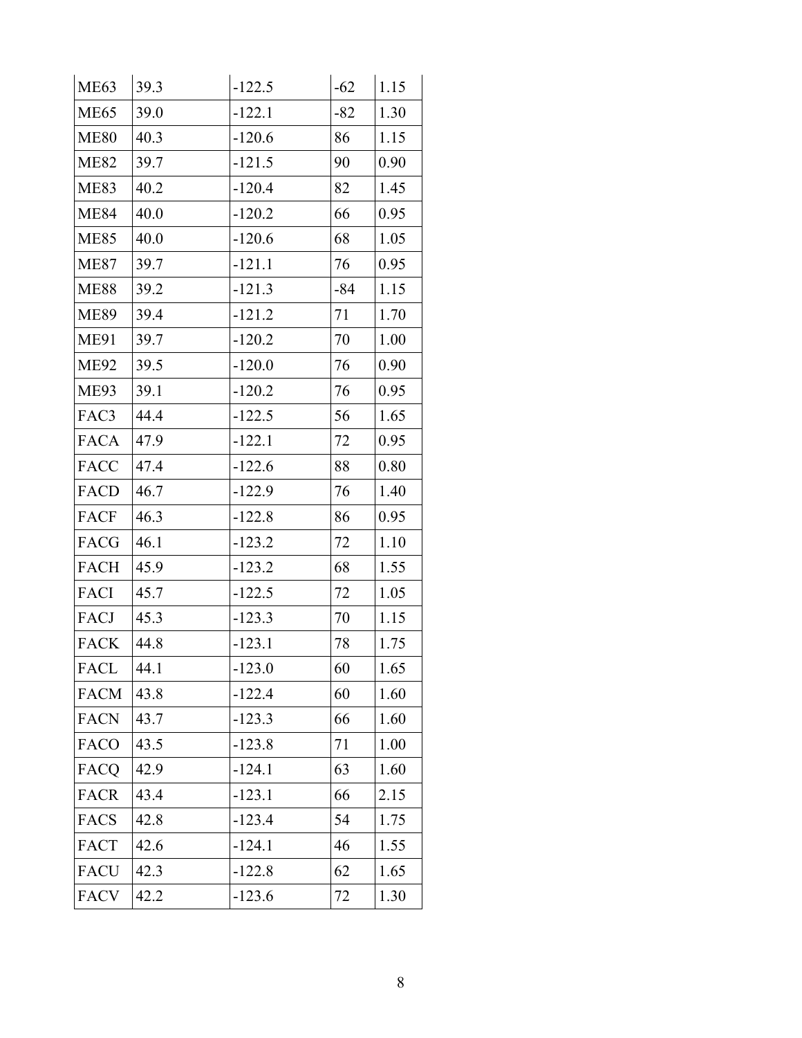| | | | | |
|---|---|---|---|---|
| ME63 | 39.3 | -122.5 | -62 | 1.15 |
| ME65 | 39.0 | -122.1 | -82 | 1.30 |
| ME80 | 40.3 | -120.6 | 86 | 1.15 |
| ME82 | 39.7 | -121.5 | 90 | 0.90 |
| ME83 | 40.2 | -120.4 | 82 | 1.45 |
| ME84 | 40.0 | -120.2 | 66 | 0.95 |
| ME85 | 40.0 | -120.6 | 68 | 1.05 |
| ME87 | 39.7 | -121.1 | 76 | 0.95 |
| ME88 | 39.2 | -121.3 | -84 | 1.15 |
| ME89 | 39.4 | -121.2 | 71 | 1.70 |
| ME91 | 39.7 | -120.2 | 70 | 1.00 |
| ME92 | 39.5 | -120.0 | 76 | 0.90 |
| ME93 | 39.1 | -120.2 | 76 | 0.95 |
| FAC3 | 44.4 | -122.5 | 56 | 1.65 |
| FACA | 47.9 | -122.1 | 72 | 0.95 |
| FACC | 47.4 | -122.6 | 88 | 0.80 |
| FACD | 46.7 | -122.9 | 76 | 1.40 |
| FACF | 46.3 | -122.8 | 86 | 0.95 |
| FACG | 46.1 | -123.2 | 72 | 1.10 |
| FACH | 45.9 | -123.2 | 68 | 1.55 |
| FACI | 45.7 | -122.5 | 72 | 1.05 |
| FACJ | 45.3 | -123.3 | 70 | 1.15 |
| FACK | 44.8 | -123.1 | 78 | 1.75 |
| FACL | 44.1 | -123.0 | 60 | 1.65 |
| FACM | 43.8 | -122.4 | 60 | 1.60 |
| FACN | 43.7 | -123.3 | 66 | 1.60 |
| FACO | 43.5 | -123.8 | 71 | 1.00 |
| FACQ | 42.9 | -124.1 | 63 | 1.60 |
| FACR | 43.4 | -123.1 | 66 | 2.15 |
| FACS | 42.8 | -123.4 | 54 | 1.75 |
| FACT | 42.6 | -124.1 | 46 | 1.55 |
| FACU | 42.3 | -122.8 | 62 | 1.65 |
| FACV | 42.2 | -123.6 | 72 | 1.30 |